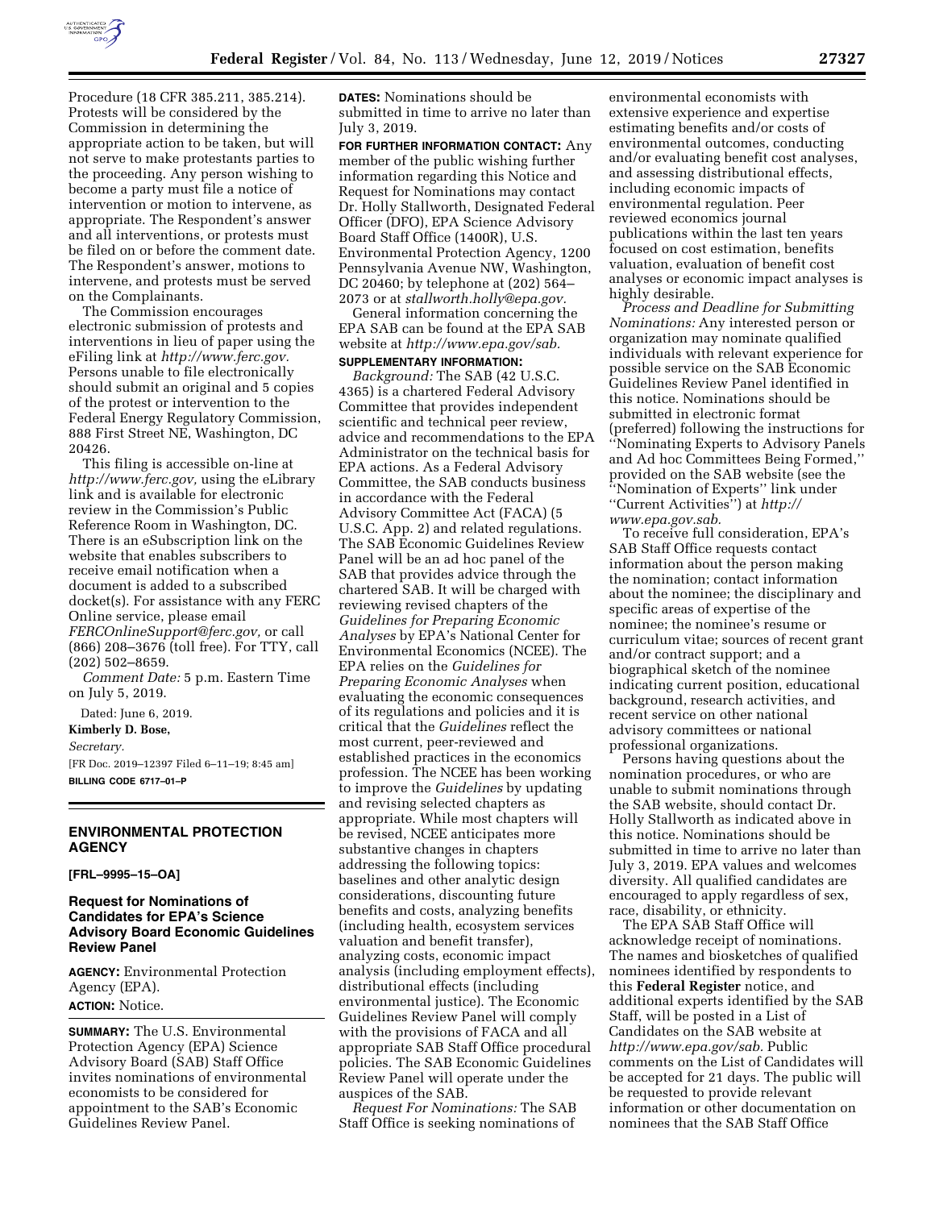Procedure (18 CFR 385.211, 385.214). Protests will be considered by the Commission in determining the appropriate action to be taken, but will not serve to make protestants parties to the proceeding. Any person wishing to become a party must file a notice of intervention or motion to intervene, as appropriate. The Respondent's answer and all interventions, or protests must be filed on or before the comment date. The Respondent's answer, motions to intervene, and protests must be served on the Complainants.

The Commission encourages electronic submission of protests and interventions in lieu of paper using the eFiling link at *http://www.ferc.gov.* Persons unable to file electronically should submit an original and 5 copies of the protest or intervention to the Federal Energy Regulatory Commission, 888 First Street NE, Washington, DC 20426.

This filing is accessible on-line at *http://www.ferc.gov,* using the eLibrary link and is available for electronic review in the Commission's Public Reference Room in Washington, DC. There is an eSubscription link on the website that enables subscribers to receive email notification when a document is added to a subscribed docket(s). For assistance with any FERC Online service, please email *FERCOnlineSupport@ferc.gov,* or call (866) 208–3676 (toll free). For TTY, call (202) 502–8659.

*Comment Date:* 5 p.m. Eastern Time on July 5, 2019.

Dated: June 6, 2019.

**Kimberly D. Bose,**

*Secretary.*

[FR Doc. 2019–12397 Filed 6–11–19; 8:45 am]

**BILLING CODE 6717–01–P**

## ENVIRONMENTAL PROTECTION AGENCY

**[FRL–9995–15–OA]**

### Request for Nominations of Candidates for EPA's Science Advisory Board Economic Guidelines Review Panel

**AGENCY:** Environmental Protection Agency (EPA).

**ACTION:** Notice.

**SUMMARY:** The U.S. Environmental Protection Agency (EPA) Science Advisory Board (SAB) Staff Office invites nominations of environmental economists to be considered for appointment to the SAB's Economic Guidelines Review Panel.

**DATES:** Nominations should be submitted in time to arrive no later than July 3, 2019.

**FOR FURTHER INFORMATION CONTACT:** Any member of the public wishing further information regarding this Notice and Request for Nominations may contact Dr. Holly Stallworth, Designated Federal Officer (DFO), EPA Science Advisory Board Staff Office (1400R), U.S. Environmental Protection Agency, 1200 Pennsylvania Avenue NW, Washington, DC 20460; by telephone at (202) 564–2073 or at *stallworth.holly@epa.gov.*

General information concerning the EPA SAB can be found at the EPA SAB website at *http://www.epa.gov/sab.*

**SUPPLEMENTARY INFORMATION:**

*Background:* The SAB (42 U.S.C. 4365) is a chartered Federal Advisory Committee that provides independent scientific and technical peer review, advice and recommendations to the EPA Administrator on the technical basis for EPA actions. As a Federal Advisory Committee, the SAB conducts business in accordance with the Federal Advisory Committee Act (FACA) (5 U.S.C. App. 2) and related regulations. The SAB Economic Guidelines Review Panel will be an ad hoc panel of the SAB that provides advice through the chartered SAB. It will be charged with reviewing revised chapters of the *Guidelines for Preparing Economic Analyses* by EPA's National Center for Environmental Economics (NCEE). The EPA relies on the *Guidelines for Preparing Economic Analyses* when evaluating the economic consequences of its regulations and policies and it is critical that the *Guidelines* reflect the most current, peer-reviewed and established practices in the economics profession. The NCEE has been working to improve the *Guidelines* by updating and revising selected chapters as appropriate. While most chapters will be revised, NCEE anticipates more substantive changes in chapters addressing the following topics: baselines and other analytic design considerations, discounting future benefits and costs, analyzing benefits (including health, ecosystem services valuation and benefit transfer), analyzing costs, economic impact analysis (including employment effects), distributional effects (including environmental justice). The Economic Guidelines Review Panel will comply with the provisions of FACA and all appropriate SAB Staff Office procedural policies. The SAB Economic Guidelines Review Panel will operate under the auspices of the SAB.

*Request For Nominations:* The SAB Staff Office is seeking nominations of environmental economists with extensive experience and expertise estimating benefits and/or costs of environmental outcomes, conducting and/or evaluating benefit cost analyses, and assessing distributional effects, including economic impacts of environmental regulation. Peer reviewed economics journal publications within the last ten years focused on cost estimation, benefits valuation, evaluation of benefit cost analyses or economic impact analyses is highly desirable.

*Process and Deadline for Submitting Nominations:* Any interested person or organization may nominate qualified individuals with relevant experience for possible service on the SAB Economic Guidelines Review Panel identified in this notice. Nominations should be submitted in electronic format (preferred) following the instructions for ''Nominating Experts to Advisory Panels and Ad hoc Committees Being Formed,'' provided on the SAB website (see the ''Nomination of Experts'' link under ''Current Activities'') at *http://www.epa.gov.sab.*

To receive full consideration, EPA's SAB Staff Office requests contact information about the person making the nomination; contact information about the nominee; the disciplinary and specific areas of expertise of the nominee; the nominee's resume or curriculum vitae; sources of recent grant and/or contract support; and a biographical sketch of the nominee indicating current position, educational background, research activities, and recent service on other national advisory committees or national professional organizations.

Persons having questions about the nomination procedures, or who are unable to submit nominations through the SAB website, should contact Dr. Holly Stallworth as indicated above in this notice. Nominations should be submitted in time to arrive no later than July 3, 2019. EPA values and welcomes diversity. All qualified candidates are encouraged to apply regardless of sex, race, disability, or ethnicity.

The EPA SAB Staff Office will acknowledge receipt of nominations. The names and biosketches of qualified nominees identified by respondents to this **Federal Register** notice, and additional experts identified by the SAB Staff, will be posted in a List of Candidates on the SAB website at *http://www.epa.gov/sab.* Public comments on the List of Candidates will be accepted for 21 days. The public will be requested to provide relevant information or other documentation on nominees that the SAB Staff Office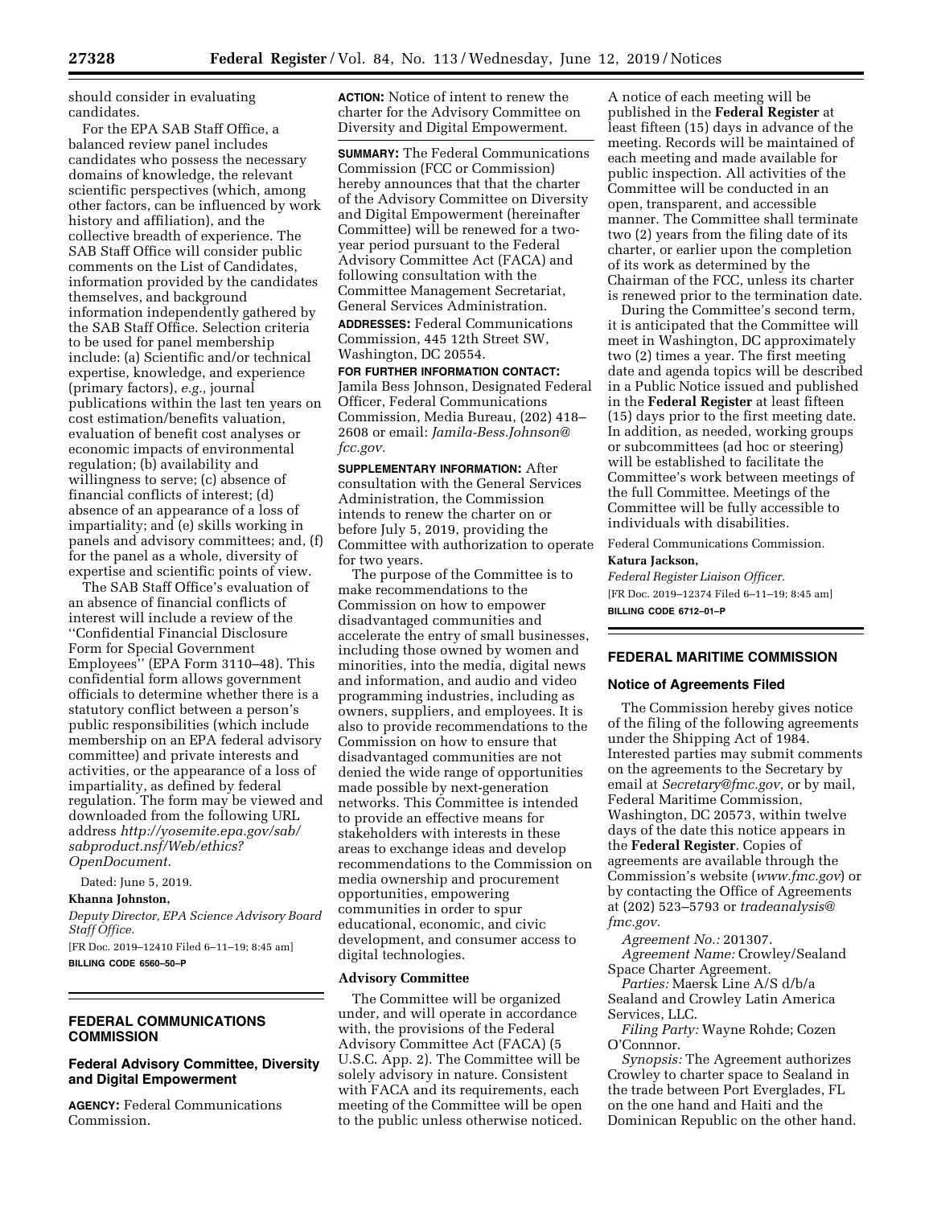should consider in evaluating candidates.

For the EPA SAB Staff Office, a balanced review panel includes candidates who possess the necessary domains of knowledge, the relevant scientific perspectives (which, among other factors, can be influenced by work history and affiliation), and the collective breadth of experience. The SAB Staff Office will consider public comments on the List of Candidates, information provided by the candidates themselves, and background information independently gathered by the SAB Staff Office. Selection criteria to be used for panel membership include: (a) Scientific and/or technical expertise, knowledge, and experience (primary factors), *e.g.,* journal publications within the last ten years on cost estimation/benefits valuation, evaluation of benefit cost analyses or economic impacts of environmental regulation; (b) availability and willingness to serve; (c) absence of financial conflicts of interest; (d) absence of an appearance of a loss of impartiality; and (e) skills working in panels and advisory committees; and, (f) for the panel as a whole, diversity of expertise and scientific points of view.

The SAB Staff Office's evaluation of an absence of financial conflicts of interest will include a review of the ''Confidential Financial Disclosure Form for Special Government Employees'' (EPA Form 3110–48). This confidential form allows government officials to determine whether there is a statutory conflict between a person's public responsibilities (which include membership on an EPA federal advisory committee) and private interests and activities, or the appearance of a loss of impartiality, as defined by federal regulation. The form may be viewed and downloaded from the following URL address *http://yosemite.epa.gov/sab/sabproduct.nsf/Web/ethics?OpenDocument.*

Dated: June 5, 2019.

**Khanna Johnston,**

*Deputy Director, EPA Science Advisory Board Staff Office.*

[FR Doc. 2019–12410 Filed 6–11–19; 8:45 am]

**BILLING CODE 6560–50–P**

## FEDERAL COMMUNICATIONS COMMISSION

### Federal Advisory Committee, Diversity and Digital Empowerment

**AGENCY:** Federal Communications Commission.

**ACTION:** Notice of intent to renew the charter for the Advisory Committee on Diversity and Digital Empowerment.

**SUMMARY:** The Federal Communications Commission (FCC or Commission) hereby announces that that the charter of the Advisory Committee on Diversity and Digital Empowerment (hereinafter Committee) will be renewed for a two-year period pursuant to the Federal Advisory Committee Act (FACA) and following consultation with the Committee Management Secretariat, General Services Administration.

**ADDRESSES:** Federal Communications Commission, 445 12th Street SW, Washington, DC 20554.

**FOR FURTHER INFORMATION CONTACT:** Jamila Bess Johnson, Designated Federal Officer, Federal Communications Commission, Media Bureau, (202) 418–2608 or email: *Jamila-Bess.Johnson@fcc.gov.*

**SUPPLEMENTARY INFORMATION:** After consultation with the General Services Administration, the Commission intends to renew the charter on or before July 5, 2019, providing the Committee with authorization to operate for two years.

The purpose of the Committee is to make recommendations to the Commission on how to empower disadvantaged communities and accelerate the entry of small businesses, including those owned by women and minorities, into the media, digital news and information, and audio and video programming industries, including as owners, suppliers, and employees. It is also to provide recommendations to the Commission on how to ensure that disadvantaged communities are not denied the wide range of opportunities made possible by next-generation networks. This Committee is intended to provide an effective means for stakeholders with interests in these areas to exchange ideas and develop recommendations to the Commission on media ownership and procurement opportunities, empowering communities in order to spur educational, economic, and civic development, and consumer access to digital technologies.

#### Advisory Committee

The Committee will be organized under, and will operate in accordance with, the provisions of the Federal Advisory Committee Act (FACA) (5 U.S.C. App. 2). The Committee will be solely advisory in nature. Consistent with FACA and its requirements, each meeting of the Committee will be open to the public unless otherwise noticed. A notice of each meeting will be published in the **Federal Register** at least fifteen (15) days in advance of the meeting. Records will be maintained of each meeting and made available for public inspection. All activities of the Committee will be conducted in an open, transparent, and accessible manner. The Committee shall terminate two (2) years from the filing date of its charter, or earlier upon the completion of its work as determined by the Chairman of the FCC, unless its charter is renewed prior to the termination date.

During the Committee's second term, it is anticipated that the Committee will meet in Washington, DC approximately two (2) times a year. The first meeting date and agenda topics will be described in a Public Notice issued and published in the **Federal Register** at least fifteen (15) days prior to the first meeting date. In addition, as needed, working groups or subcommittees (ad hoc or steering) will be established to facilitate the Committee's work between meetings of the full Committee. Meetings of the Committee will be fully accessible to individuals with disabilities.

Federal Communications Commission.

**Katura Jackson,**

*Federal Register Liaison Officer.*

[FR Doc. 2019–12374 Filed 6–11–19; 8:45 am]

**BILLING CODE 6712–01–P**

## FEDERAL MARITIME COMMISSION

### Notice of Agreements Filed

The Commission hereby gives notice of the filing of the following agreements under the Shipping Act of 1984. Interested parties may submit comments on the agreements to the Secretary by email at *Secretary@fmc.gov,* or by mail, Federal Maritime Commission, Washington, DC 20573, within twelve days of the date this notice appears in the **Federal Register**. Copies of agreements are available through the Commission's website (*www.fmc.gov*) or by contacting the Office of Agreements at (202) 523–5793 or *tradeanalysis@fmc.gov.*

*Agreement No.:* 201307.

*Agreement Name:* Crowley/Sealand Space Charter Agreement.

*Parties:* Maersk Line A/S d/b/a Sealand and Crowley Latin America Services, LLC.

*Filing Party:* Wayne Rohde; Cozen O'Connnor.

*Synopsis:* The Agreement authorizes Crowley to charter space to Sealand in the trade between Port Everglades, FL on the one hand and Haiti and the Dominican Republic on the other hand.